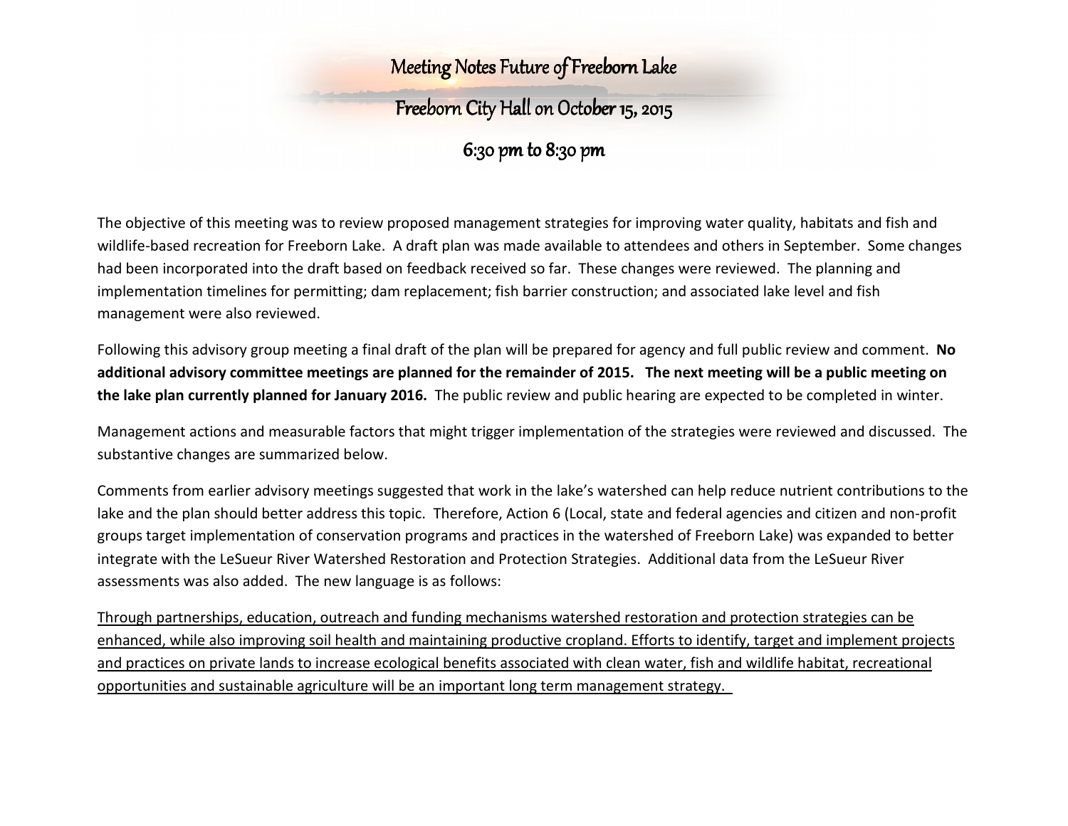# Meeting Notes Future of Freeborn Lake

## Freeborn City Hall on October 15, 2015

## 6:30 pm to 8:30 pm

The objective of this meeting was to review proposed management strategies for improving water quality, habitats and fish and wildlife-based recreation for Freeborn Lake. A draft plan was made available to attendees and others in September. Some changes had been incorporated into the draft based on feedback received so far. These changes were reviewed. The planning and implementation timelines for permitting; dam replacement; fish barrier construction; and associated lake level and fish management were also reviewed.

Following this advisory group meeting a final draft of the plan will be prepared for agency and full public review and comment. **No additional advisory committee meetings are planned for the remainder of 2015. The next meeting will be a public meeting on the lake plan currently planned for January 2016.** The public review and public hearing are expected to be completed in winter.

Management actions and measurable factors that might trigger implementation of the strategies were reviewed and discussed. The substantive changes are summarized below.

Comments from earlier advisory meetings suggested that work in the lake's watershed can help reduce nutrient contributions to the lake and the plan should better address this topic. Therefore, Action 6 (Local, state and federal agencies and citizen and non-profit groups target implementation of conservation programs and practices in the watershed of Freeborn Lake) was expanded to better integrate with the LeSueur River Watershed Restoration and Protection Strategies. Additional data from the LeSueur River assessments was also added. The new language is as follows:

<u>Through partnerships, education, outreach and funding mechanisms watershed restoration and protection strategies can be enhanced, while also improving soil health and maintaining productive cropland. Efforts to identify, target and implement projects and practices on private lands to increase ecological benefits associated with clean water, fish and wildlife habitat, recreational opportunities and sustainable agriculture will be an important long term management strategy.</u>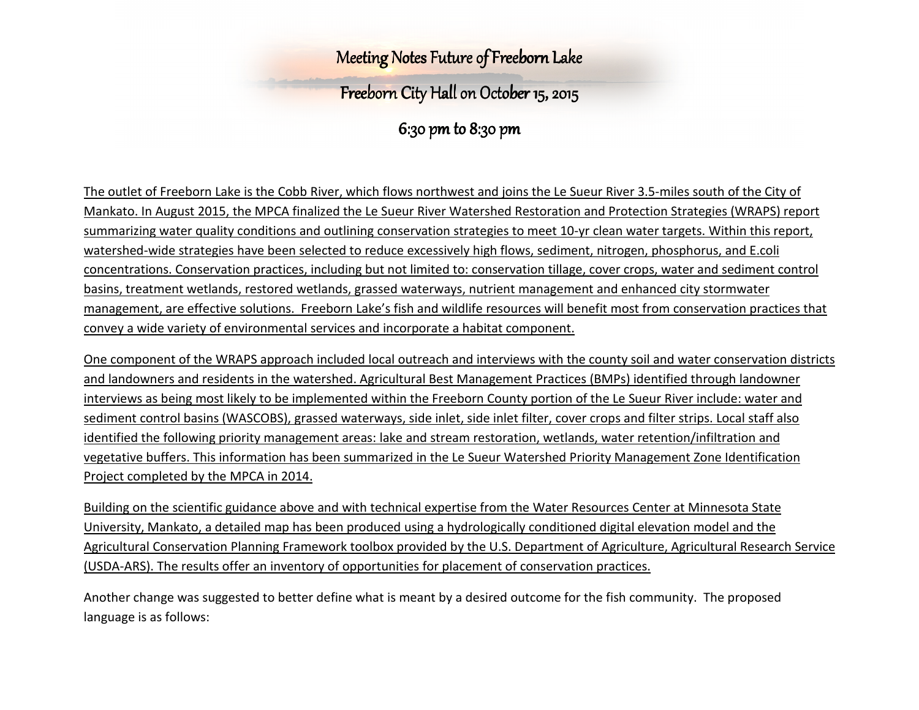# Meeting Notes Future of Freeborn Lake

## Freeborn City Hall on October 15, 2015

## 6:30 pm to 8:30 pm

<u>The outlet of Freeborn Lake is the Cobb River, which flows northwest and joins the Le Sueur River 3.5-miles south of the City of Mankato. In August 2015, the MPCA finalized the Le Sueur River Watershed Restoration and Protection Strategies (WRAPS) report summarizing water quality conditions and outlining conservation strategies to meet 10-yr clean water targets. Within this report, watershed-wide strategies have been selected to reduce excessively high flows, sediment, nitrogen, phosphorus, and E.coli concentrations. Conservation practices, including but not limited to: conservation tillage, cover crops, water and sediment control basins, treatment wetlands, restored wetlands, grassed waterways, nutrient management and enhanced city stormwater management, are effective solutions. Freeborn Lake's fish and wildlife resources will benefit most from conservation practices that convey a wide variety of environmental services and incorporate a habitat component.</u>

<u>One component of the WRAPS approach included local outreach and interviews with the county soil and water conservation districts and landowners and residents in the watershed. Agricultural Best Management Practices (BMPs) identified through landowner interviews as being most likely to be implemented within the Freeborn County portion of the Le Sueur River include: water and sediment control basins (WASCOBS), grassed waterways, side inlet, side inlet filter, cover crops and filter strips. Local staff also identified the following priority management areas: lake and stream restoration, wetlands, water retention/infiltration and vegetative buffers. This information has been summarized in the Le Sueur Watershed Priority Management Zone Identification Project completed by the MPCA in 2014.</u>

<u>Building on the scientific guidance above and with technical expertise from the Water Resources Center at Minnesota State University, Mankato, a detailed map has been produced using a hydrologically conditioned digital elevation model and the Agricultural Conservation Planning Framework toolbox provided by the U.S. Department of Agriculture, Agricultural Research Service (USDA-ARS). The results offer an inventory of opportunities for placement of conservation practices.</u>

Another change was suggested to better define what is meant by a desired outcome for the fish community. The proposed language is as follows: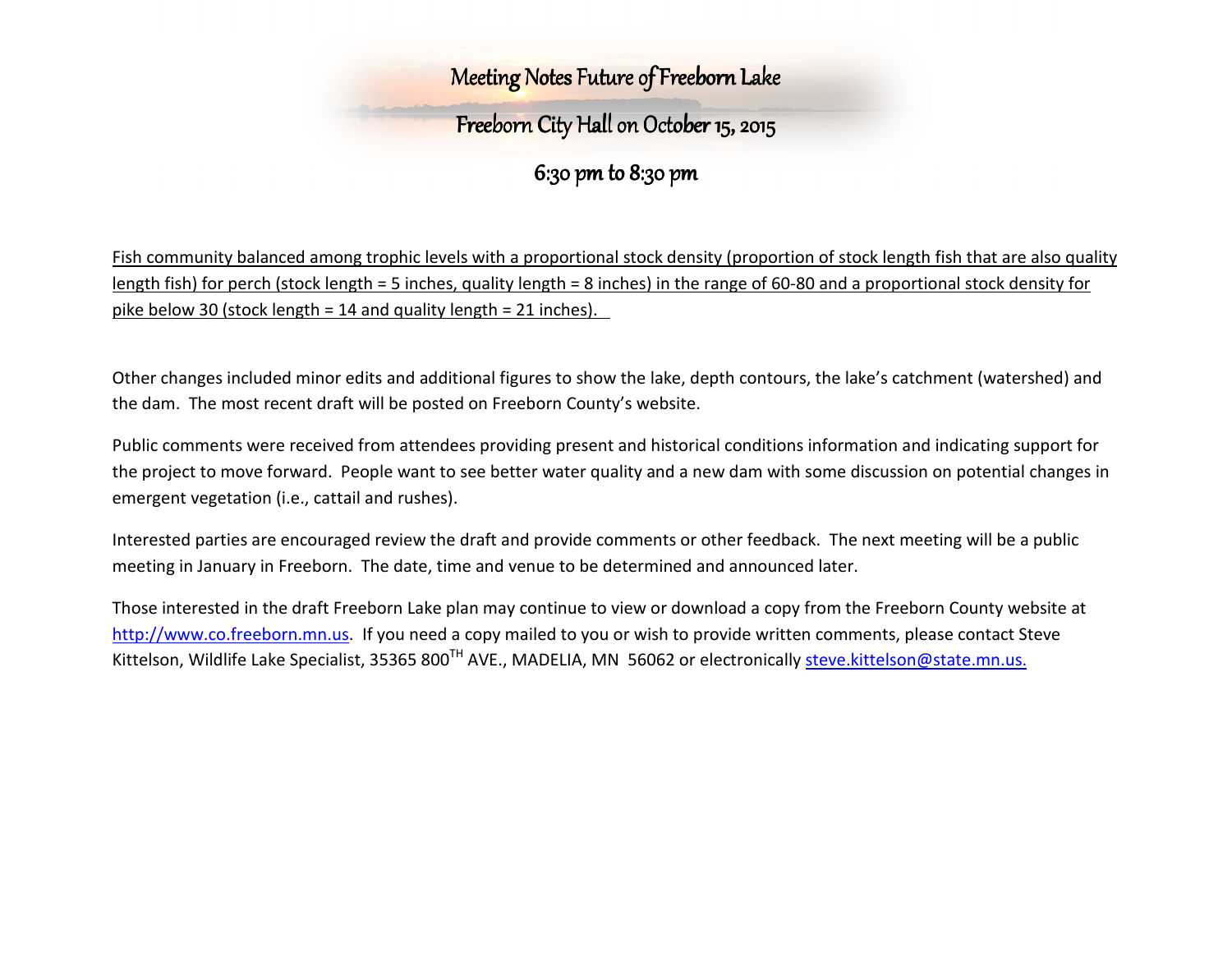# Meeting Notes Future of Freeborn Lake

## Freeborn City Hall on October 15, 2015

## 6:30 pm to 8:30 pm

<u>Fish community balanced among trophic levels with a proportional stock density (proportion of stock length fish that are also quality length fish) for perch (stock length = 5 inches, quality length = 8 inches) in the range of 60-80 and a proportional stock density for pike below 30 (stock length = 14 and quality length = 21 inches).</u>

Other changes included minor edits and additional figures to show the lake, depth contours, the lake's catchment (watershed) and the dam. The most recent draft will be posted on Freeborn County's website.

Public comments were received from attendees providing present and historical conditions information and indicating support for the project to move forward. People want to see better water quality and a new dam with some discussion on potential changes in emergent vegetation (i.e., cattail and rushes).

Interested parties are encouraged review the draft and provide comments or other feedback. The next meeting will be a public meeting in January in Freeborn. The date, time and venue to be determined and announced later.

Those interested in the draft Freeborn Lake plan may continue to view or download a copy from the Freeborn County website at http://www.co.freeborn.mn.us. If you need a copy mailed to you or wish to provide written comments, please contact Steve Kittelson, Wildlife Lake Specialist, 35365 800TH AVE., MADELIA, MN 56062 or electronically steve.kittelson@state.mn.us.